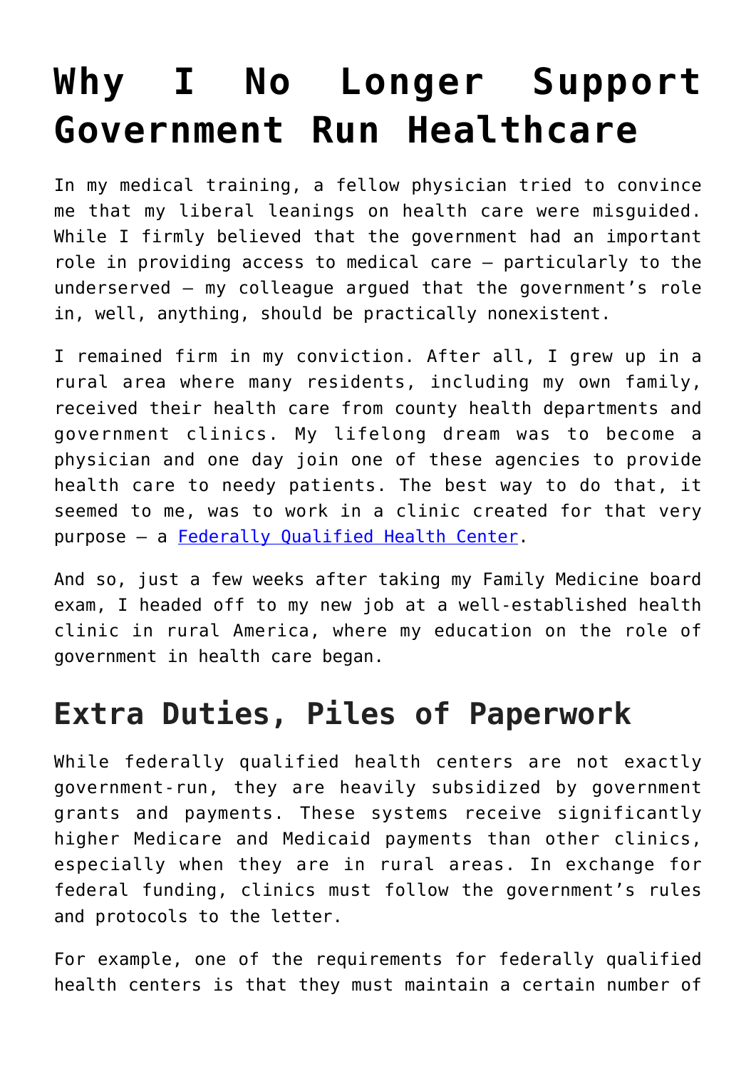# Why I No Longer Support Government Run Healthcare

In my medical training, a fellow physician tried to convince me that my liberal leanings on health care were misguided. While I firmly believed that the government had an important role in providing access to medical care – particularly to the underserved – my colleague argued that the government's role in, well, anything, should be practically nonexistent.

I remained firm in my conviction. After all, I grew up in a rural area where many residents, including my own family, received their health care from county health departments and government clinics. My lifelong dream was to become a physician and one day join one of these agencies to provide health care to needy patients. The best way to do that, it seemed to me, was to work in a clinic created for that very purpose – a [Federally Qualified Health Center](#).

And so, just a few weeks after taking my Family Medicine board exam, I headed off to my new job at a well-established health clinic in rural America, where my education on the role of government in health care began.

## Extra Duties, Piles of Paperwork

While federally qualified health centers are not exactly government-run, they are heavily subsidized by government grants and payments. These systems receive significantly higher Medicare and Medicaid payments than other clinics, especially when they are in rural areas. In exchange for federal funding, clinics must follow the government's rules and protocols to the letter.

For example, one of the requirements for federally qualified health centers is that they must maintain a certain number of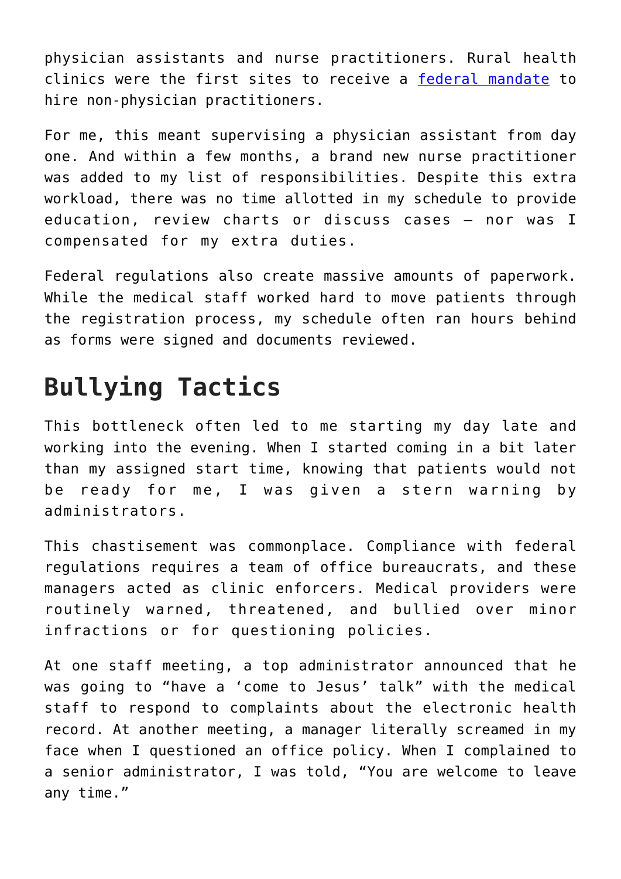physician assistants and nurse practitioners. Rural health clinics were the first sites to receive a [federal mandate] to hire non-physician practitioners.

For me, this meant supervising a physician assistant from day one. And within a few months, a brand new nurse practitioner was added to my list of responsibilities. Despite this extra workload, there was no time allotted in my schedule to provide education, review charts or discuss cases – nor was I compensated for my extra duties.

Federal regulations also create massive amounts of paperwork. While the medical staff worked hard to move patients through the registration process, my schedule often ran hours behind as forms were signed and documents reviewed.

## Bullying Tactics

This bottleneck often led to me starting my day late and working into the evening. When I started coming in a bit later than my assigned start time, knowing that patients would not be ready for me, I was given a stern warning by administrators.

This chastisement was commonplace. Compliance with federal regulations requires a team of office bureaucrats, and these managers acted as clinic enforcers. Medical providers were routinely warned, threatened, and bullied over minor infractions or for questioning policies.

At one staff meeting, a top administrator announced that he was going to "have a 'come to Jesus' talk" with the medical staff to respond to complaints about the electronic health record. At another meeting, a manager literally screamed in my face when I questioned an office policy. When I complained to a senior administrator, I was told, "You are welcome to leave any time."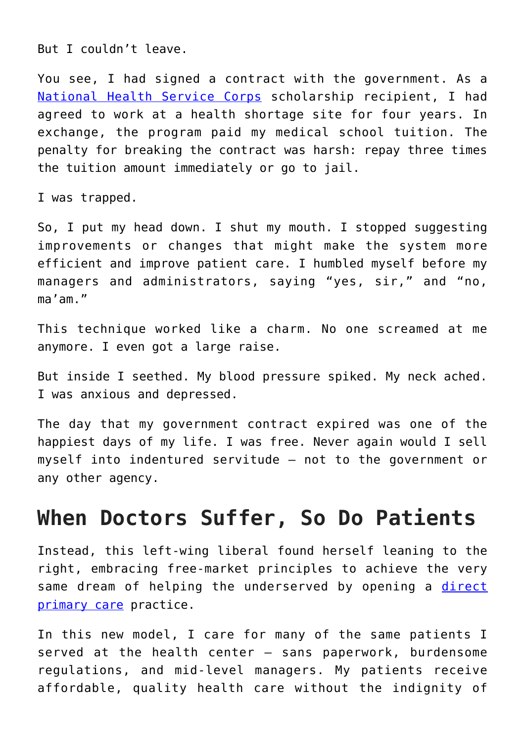But I couldn't leave.

You see, I had signed a contract with the government. As a [National Health Service Corps](#) scholarship recipient, I had agreed to work at a health shortage site for four years. In exchange, the program paid my medical school tuition. The penalty for breaking the contract was harsh: repay three times the tuition amount immediately or go to jail.

I was trapped.

So, I put my head down. I shut my mouth. I stopped suggesting improvements or changes that might make the system more efficient and improve patient care. I humbled myself before my managers and administrators, saying "yes, sir," and "no, ma'am."

This technique worked like a charm. No one screamed at me anymore. I even got a large raise.

But inside I seethed. My blood pressure spiked. My neck ached. I was anxious and depressed.

The day that my government contract expired was one of the happiest days of my life. I was free. Never again would I sell myself into indentured servitude — not to the government or any other agency.

## When Doctors Suffer, So Do Patients

Instead, this left-wing liberal found herself leaning to the right, embracing free-market principles to achieve the very same dream of helping the underserved by opening a [direct primary care](#) practice.

In this new model, I care for many of the same patients I served at the health center — sans paperwork, burdensome regulations, and mid-level managers. My patients receive affordable, quality health care without the indignity of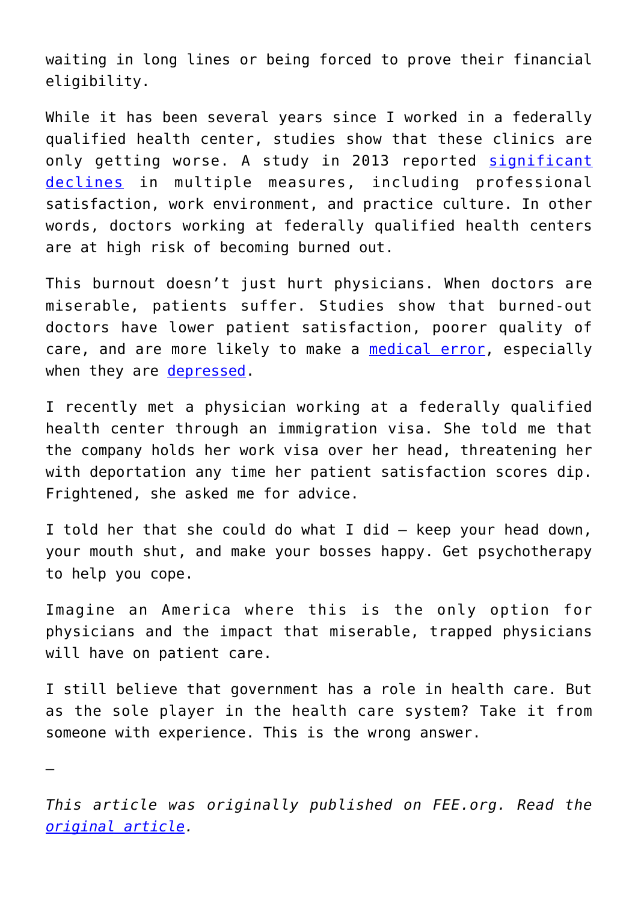waiting in long lines or being forced to prove their financial eligibility.

While it has been several years since I worked in a federally qualified health center, studies show that these clinics are only getting worse. A study in 2013 reported [significant declines](#) in multiple measures, including professional satisfaction, work environment, and practice culture. In other words, doctors working at federally qualified health centers are at high risk of becoming burned out.

This burnout doesn't just hurt physicians. When doctors are miserable, patients suffer. Studies show that burned-out doctors have lower patient satisfaction, poorer quality of care, and are more likely to make a [medical error](#), especially when they are [depressed](#).

I recently met a physician working at a federally qualified health center through an immigration visa. She told me that the company holds her work visa over her head, threatening her with deportation any time her patient satisfaction scores dip. Frightened, she asked me for advice.

I told her that she could do what I did – keep your head down, your mouth shut, and make your bosses happy. Get psychotherapy to help you cope.

Imagine an America where this is the only option for physicians and the impact that miserable, trapped physicians will have on patient care.

I still believe that government has a role in health care. But as the sole player in the health care system? Take it from someone with experience. This is the wrong answer.

—

*This article was originally published on FEE.org. Read the [original article](#).*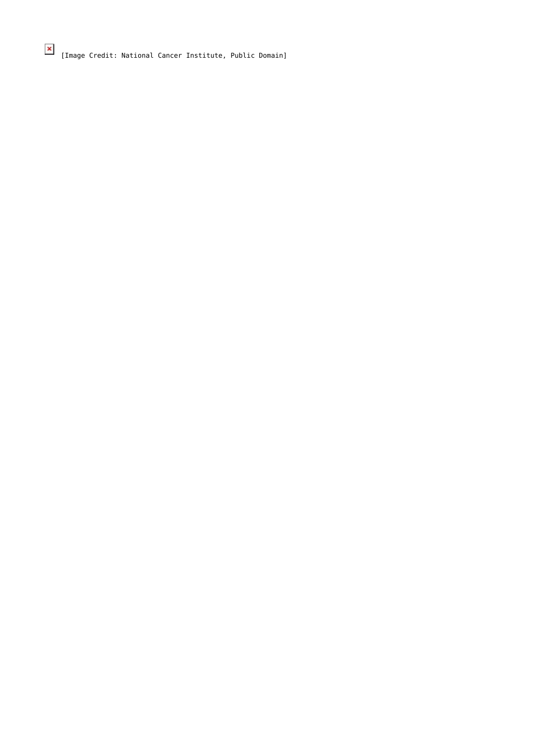[Image Credit: National Cancer Institute, Public Domain]